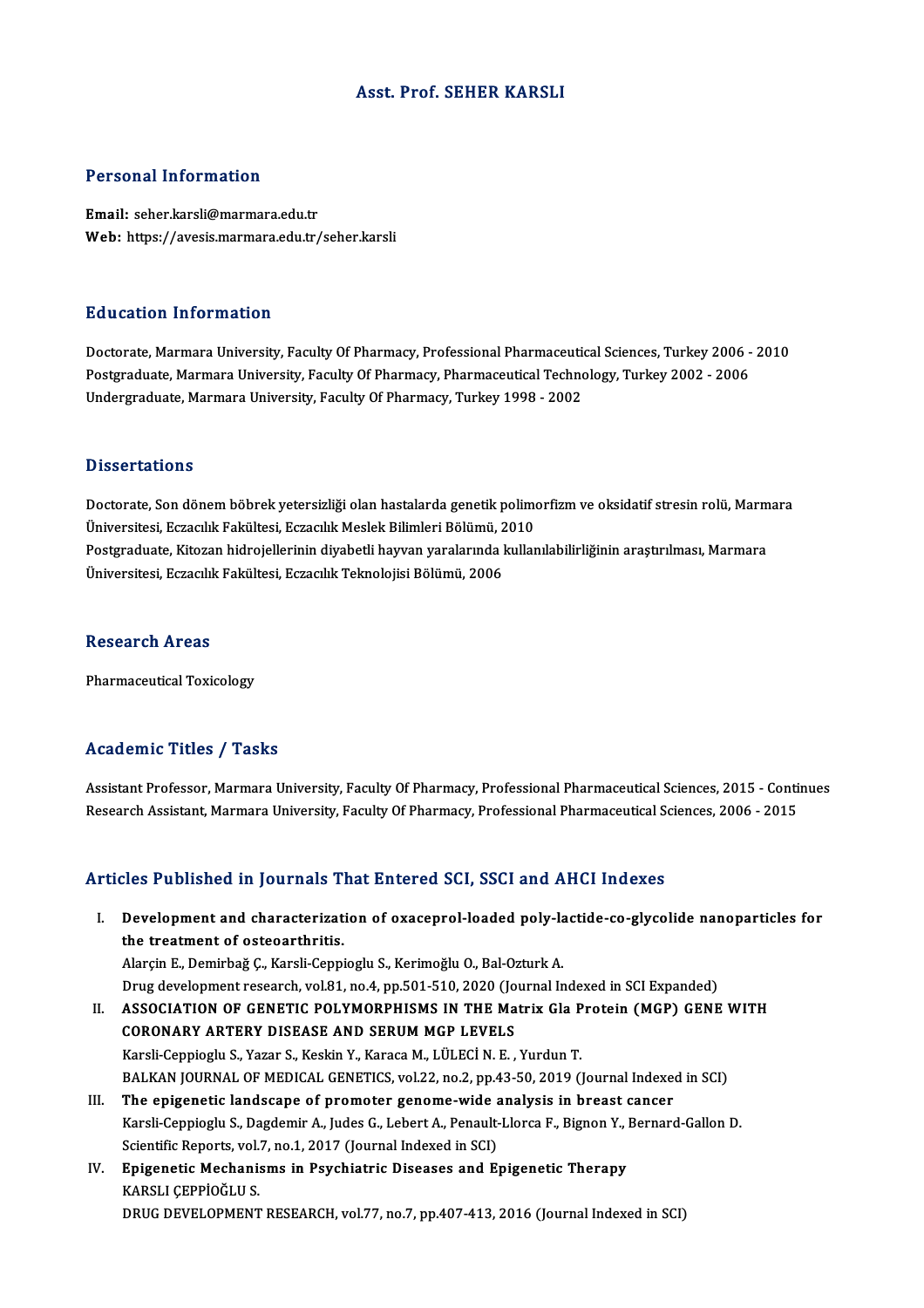# Asst. Prof. SEHER KARSLI

## Personal Information

**Email:** seher.karsli@marmara.edu.tr
**Web:** https://avesis.marmara.edu.tr/seher.karsli

## Education Information

Doctorate, Marmara University, Faculty Of Pharmacy, Professional Pharmaceutical Sciences, Turkey 2006 - 2010
Postgraduate, Marmara University, Faculty Of Pharmacy, Pharmaceutical Technology, Turkey 2002 - 2006
Undergraduate, Marmara University, Faculty Of Pharmacy, Turkey 1998 - 2002

## Dissertations

Doctorate, Son dönem böbrek yetersizliği olan hastalarda genetik polimorfizm ve oksidatif stresin rolü, Marmara Üniversitesi, Eczacılık Fakültesi, Eczacılık Meslek Bilimleri Bölümü, 2010
Postgraduate, Kitozan hidrojellerinin diyabetli hayvan yaralarında kullanılabilirliğinin araştırılması, Marmara Üniversitesi, Eczacılık Fakültesi, Eczacılık Teknolojisi Bölümü, 2006

## Research Areas

Pharmaceutical Toxicology

## Academic Titles / Tasks

Assistant Professor, Marmara University, Faculty Of Pharmacy, Professional Pharmaceutical Sciences, 2015 - Continues
Research Assistant, Marmara University, Faculty Of Pharmacy, Professional Pharmaceutical Sciences, 2006 - 2015

## Articles Published in Journals That Entered SCI, SSCI and AHCI Indexes

I. **Development and characterization of oxaceprol-loaded poly-lactide-co-glycolide nanoparticles for the treatment of osteoarthritis.**
   Alarçin E., Demirbağ Ç., Karsli-Ceppioglu S., Kerimoğlu O., Bal-Ozturk A.
   Drug development research, vol.81, no.4, pp.501-510, 2020 (Journal Indexed in SCI Expanded)
II. **ASSOCIATION OF GENETIC POLYMORPHISMS IN THE Matrix Gla Protein (MGP) GENE WITH CORONARY ARTERY DISEASE AND SERUM MGP LEVELS**
   Karsli-Ceppioglu S., Yazar S., Keskin Y., Karaca M., LÜLECİ N. E. , Yurdun T.
   BALKAN JOURNAL OF MEDICAL GENETICS, vol.22, no.2, pp.43-50, 2019 (Journal Indexed in SCI)
III. **The epigenetic landscape of promoter genome-wide analysis in breast cancer**
   Karsli-Ceppioglu S., Dagdemir A., Judes G., Lebert A., Penault-Llorca F., Bignon Y., Bernard-Gallon D.
   Scientific Reports, vol.7, no.1, 2017 (Journal Indexed in SCI)
IV. **Epigenetic Mechanisms in Psychiatric Diseases and Epigenetic Therapy**
   KARSLI ÇEPPİOĞLU S.
   DRUG DEVELOPMENT RESEARCH, vol.77, no.7, pp.407-413, 2016 (Journal Indexed in SCI)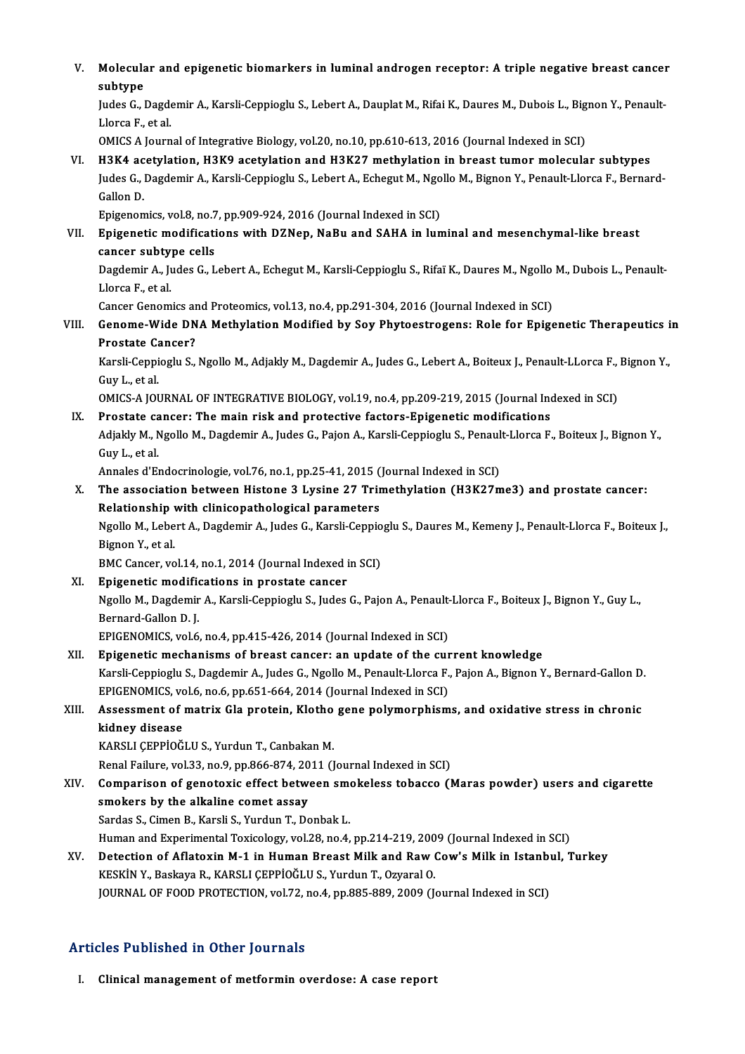V. **Molecular and epigenetic biomarkers in luminal androgen receptor: A triple negative breast cancer subtype**
Judes G., Dagdemir A., Karsli-Ceppioglu S., Lebert A., Dauplat M., Rifai K., Daures M., Dubois L., Bignon Y., Penault-Llorca F., et al.
OMICS A Journal of Integrative Biology, vol.20, no.10, pp.610-613, 2016 (Journal Indexed in SCI)

VI. **H3K4 acetylation, H3K9 acetylation and H3K27 methylation in breast tumor molecular subtypes**
Judes G., Dagdemir A., Karsli-Ceppioglu S., Lebert A., Echegut M., Ngollo M., Bignon Y., Penault-Llorca F., Bernard-Gallon D.
Epigenomics, vol.8, no.7, pp.909-924, 2016 (Journal Indexed in SCI)

VII. **Epigenetic modifications with DZNep, NaBu and SAHA in luminal and mesenchymal-like breast cancer subtype cells**
Dagdemir A., Judes G., Lebert A., Echegut M., Karsli-Ceppioglu S., Rifaï K., Daures M., Ngollo M., Dubois L., Penault-Llorca F., et al.
Cancer Genomics and Proteomics, vol.13, no.4, pp.291-304, 2016 (Journal Indexed in SCI)

VIII. **Genome-Wide DNA Methylation Modified by Soy Phytoestrogens: Role for Epigenetic Therapeutics in Prostate Cancer?**
Karsli-Ceppioglu S., Ngollo M., Adjakly M., Dagdemir A., Judes G., Lebert A., Boiteux J., Penault-LLorca F., Bignon Y., Guy L., et al.
OMICS-A JOURNAL OF INTEGRATIVE BIOLOGY, vol.19, no.4, pp.209-219, 2015 (Journal Indexed in SCI)

IX. **Prostate cancer: The main risk and protective factors-Epigenetic modifications**
Adjakly M., Ngollo M., Dagdemir A., Judes G., Pajon A., Karsli-Ceppioglu S., Penault-Llorca F., Boiteux J., Bignon Y., Guy L., et al.
Annales d'Endocrinologie, vol.76, no.1, pp.25-41, 2015 (Journal Indexed in SCI)

X. **The association between Histone 3 Lysine 27 Trimethylation (H3K27me3) and prostate cancer: Relationship with clinicopathological parameters**
Ngollo M., Lebert A., Dagdemir A., Judes G., Karsli-Ceppioglu S., Daures M., Kemeny J., Penault-Llorca F., Boiteux J., Bignon Y., et al.
BMC Cancer, vol.14, no.1, 2014 (Journal Indexed in SCI)

XI. **Epigenetic modifications in prostate cancer**
Ngollo M., Dagdemir A., Karsli-Ceppioglu S., Judes G., Pajon A., Penault-Llorca F., Boiteux J., Bignon Y., Guy L., Bernard-Gallon D. J.
EPIGENOMICS, vol.6, no.4, pp.415-426, 2014 (Journal Indexed in SCI)

XII. **Epigenetic mechanisms of breast cancer: an update of the current knowledge**
Karsli-Ceppioglu S., Dagdemir A., Judes G., Ngollo M., Penault-Llorca F., Pajon A., Bignon Y., Bernard-Gallon D.
EPIGENOMICS, vol.6, no.6, pp.651-664, 2014 (Journal Indexed in SCI)

XIII. **Assessment of matrix Gla protein, Klotho gene polymorphisms, and oxidative stress in chronic kidney disease**
KARSLI ÇEPPİOĞLU S., Yurdun T., Canbakan M.
Renal Failure, vol.33, no.9, pp.866-874, 2011 (Journal Indexed in SCI)

XIV. **Comparison of genotoxic effect between smokeless tobacco (Maras powder) users and cigarette smokers by the alkaline comet assay**
Sardas S., Cimen B., Karsli S., Yurdun T., Donbak L.
Human and Experimental Toxicology, vol.28, no.4, pp.214-219, 2009 (Journal Indexed in SCI)

XV. **Detection of Aflatoxin M-1 in Human Breast Milk and Raw Cow's Milk in Istanbul, Turkey**
KESKİN Y., Baskaya R., KARSLI ÇEPPİOĞLU S., Yurdun T., Ozyaral O.
JOURNAL OF FOOD PROTECTION, vol.72, no.4, pp.885-889, 2009 (Journal Indexed in SCI)

## Articles Published in Other Journals

I. **Clinical management of metformin overdose: A case report**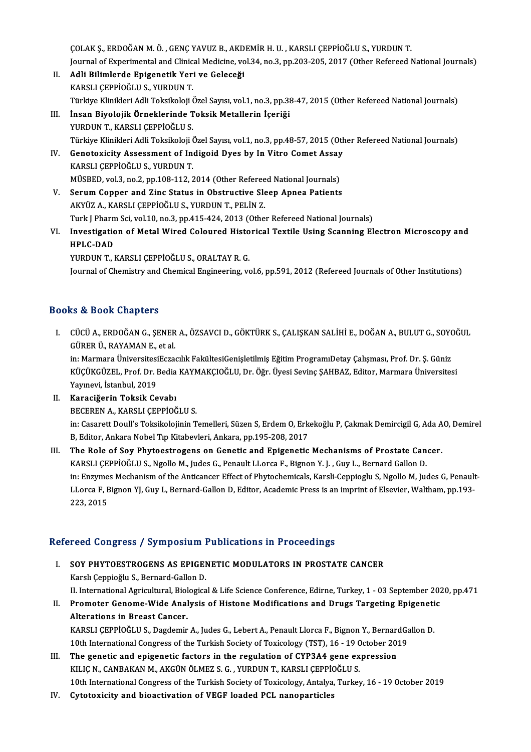ÇOLAK Ş., ERDOĞAN M. Ö. , GENÇ YAVUZ B., AKDEMİR H. U. , KARSLI ÇEPPİOĞLU S., YURDUN T.
Journal of Experimental and Clinical Medicine, vol.34, no.3, pp.203-205, 2017 (Other Refereed National Journals)

II. **Adli Bilimlerde Epigenetik Yeri ve Geleceği**
KARSLI ÇEPPİOĞLU S., YURDUN T.
Türkiye Klinikleri Adli Toksikoloji Özel Sayısı, vol.1, no.3, pp.38-47, 2015 (Other Refereed National Journals)

III. **İnsan Biyolojik Örneklerinde Toksik Metallerin İçeriği**
YURDUN T., KARSLI ÇEPPİOĞLU S.
Türkiye Klinikleri Adli Toksikoloji Özel Sayısı, vol.1, no.3, pp.48-57, 2015 (Other Refereed National Journals)

IV. **Genotoxicity Assessment of Indigoid Dyes by In Vitro Comet Assay**
KARSLI ÇEPPİOĞLU S., YURDUN T.
MÜSBED, vol.3, no.2, pp.108-112, 2014 (Other Refereed National Journals)

V. **Serum Copper and Zinc Status in Obstructive Sleep Apnea Patients**
AKYÜZ A., KARSLI ÇEPPİOĞLU S., YURDUN T., PELİN Z.
Turk J Pharm Sci, vol.10, no.3, pp.415-424, 2013 (Other Refereed National Journals)

VI. **Investigation of Metal Wired Coloured Historical Textile Using Scanning Electron Microscopy and HPLC-DAD**
YURDUN T., KARSLI ÇEPPİOĞLU S., ORALTAY R. G.
Journal of Chemistry and Chemical Engineering, vol.6, pp.591, 2012 (Refereed Journals of Other Institutions)

## Books & Book Chapters

I. CÜCÜ A., ERDOĞAN G., ŞENER A., ÖZSAVCI D., GÖKTÜRK S., ÇALIŞKAN SALİHİ E., DOĞAN A., BULUT G., SOYOĞUL GÜRER Ü., RAYAMAN E., et al.
in: Marmara ÜniversitesiEczacılık FakültesiGenişletilmiş Eğitim ProgramıDetay Çalışması, Prof. Dr. Ş. Güniz KÜÇÜKGÜZEL, Prof. Dr. Bedia KAYMAKÇIOĞLU, Dr. Öğr. Üyesi Sevinç ŞAHBAZ, Editor, Marmara Üniversitesi Yayınevi, İstanbul, 2019

II. **Karaciğerin Toksik Cevabı**
BECEREN A., KARSLI ÇEPPİOĞLU S.
in: Casarett Doull's Toksikolojinin Temelleri, Süzen S, Erdem O, Erkekoğlu P, Çakmak Demircigil G, Ada AO, Demirel B, Editor, Ankara Nobel Tıp Kitabevleri, Ankara, pp.195-208, 2017

III. **The Role of Soy Phytoestrogens on Genetic and Epigenetic Mechanisms of Prostate Cancer.**
KARSLI ÇEPPİOĞLU S., Ngollo M., Judes G., Penault LLorca F., Bignon Y. J. , Guy L., Bernard Gallon D.
in: Enzymes Mechanism of the Anticancer Effect of Phytochemicals, Karsli-Ceppioglu S, Ngollo M, Judes G, Penault-LLorca F, Bignon YJ, Guy L, Bernard-Gallon D, Editor, Academic Press is an imprint of Elsevier, Waltham, pp.193-223, 2015

## Refereed Congress / Symposium Publications in Proceedings

I. **SOY PHYTOESTROGENS AS EPIGENETIC MODULATORS IN PROSTATE CANCER**
Karslı Çeppioğlu S., Bernard-Gallon D.
II. International Agricultural, Biological & Life Science Conference, Edirne, Turkey, 1 - 03 September 2020, pp.471

II. **Promoter Genome-Wide Analysis of Histone Modifications and Drugs Targeting Epigenetic Alterations in Breast Cancer.**
KARSLI ÇEPPİOĞLU S., Dagdemir A., Judes G., Lebert A., Penault Llorca F., Bignon Y., BernardGallon D.
10th International Congress of the Turkish Society of Toxicology (TST), 16 - 19 October 2019

III. **The genetic and epigenetic factors in the regulation of CYP3A4 gene expression**
KILIÇ N., CANBAKAN M., AKGÜN ÖLMEZ S. G. , YURDUN T., KARSLI ÇEPPİOĞLU S.
10th International Congress of the Turkish Society of Toxicology, Antalya, Turkey, 16 - 19 October 2019

IV. **Cytotoxicity and bioactivation of VEGF loaded PCL nanoparticles**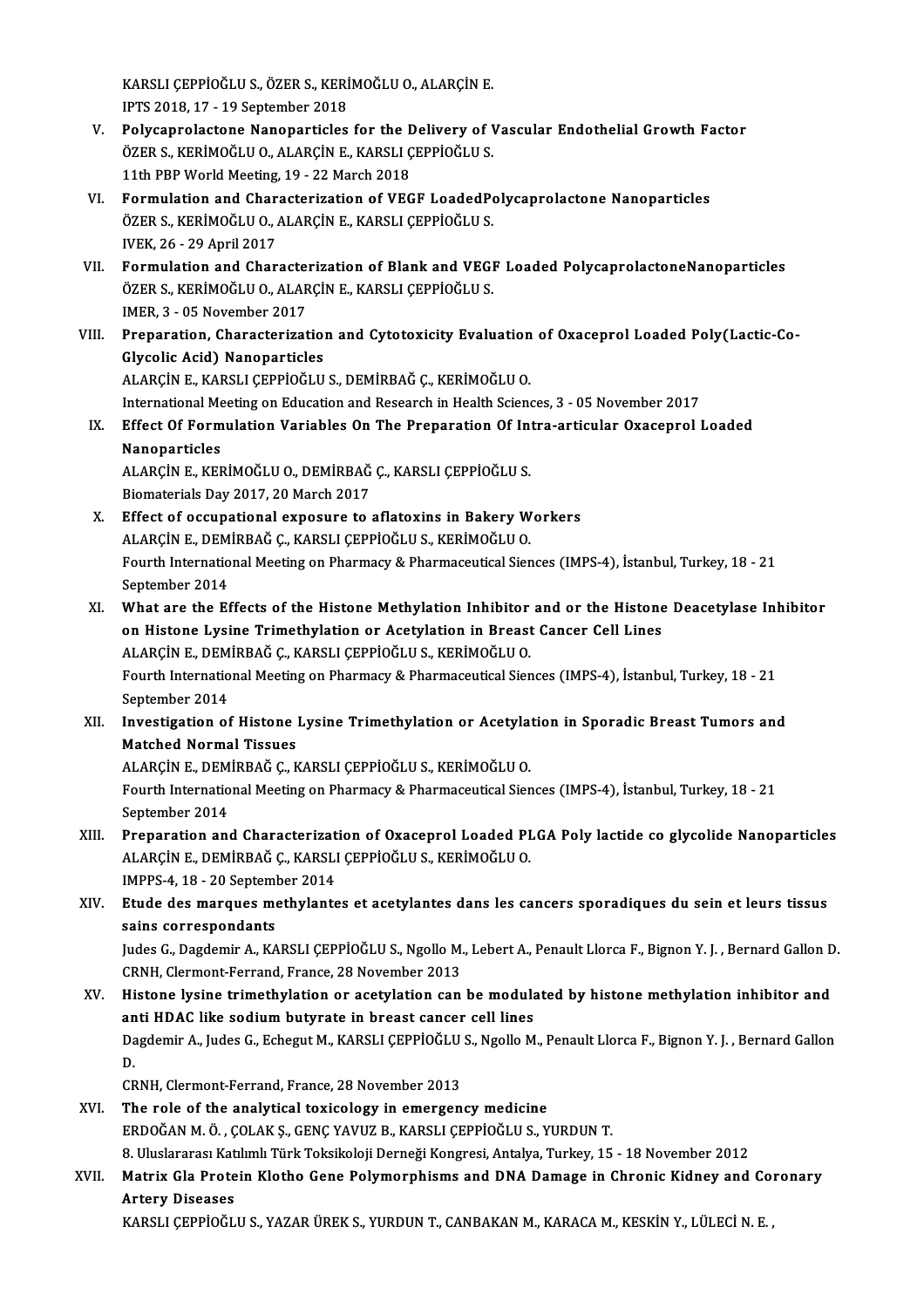KARSLI ÇEPPİOĞLU S., ÖZER S., KERİMOĞLU O., ALARÇİN E.
IPTS 2018, 17 - 19 September 2018

V. **Polycaprolactone Nanoparticles for the Delivery of Vascular Endothelial Growth Factor**
ÖZER S., KERİMOĞLU O., ALARÇİN E., KARSLI ÇEPPİOĞLU S.
11th PBP World Meeting, 19 - 22 March 2018

VI. **Formulation and Characterization of VEGF LoadedPolycaprolactone Nanoparticles**
ÖZER S., KERİMOĞLU O., ALARÇİN E., KARSLI ÇEPPİOĞLU S.
IVEK, 26 - 29 April 2017

VII. **Formulation and Characterization of Blank and VEGF Loaded PolycaprolactoneNanoparticles**
ÖZER S., KERİMOĞLU O., ALARÇİN E., KARSLI ÇEPPİOĞLU S.
IMER, 3 - 05 November 2017

VIII. **Preparation, Characterization and Cytotoxicity Evaluation of Oxaceprol Loaded Poly(Lactic-Co-Glycolic Acid) Nanoparticles**
ALARÇİN E., KARSLI ÇEPPİOĞLU S., DEMİRBAĞ Ç., KERİMOĞLU O.
International Meeting on Education and Research in Health Sciences, 3 - 05 November 2017

IX. **Effect Of Formulation Variables On The Preparation Of Intra-articular Oxaceprol Loaded Nanoparticles**
ALARÇİN E., KERİMOĞLU O., DEMİRBAĞ Ç., KARSLI ÇEPPİOĞLU S.
Biomaterials Day 2017, 20 March 2017

X. **Effect of occupational exposure to aflatoxins in Bakery Workers**
ALARÇİN E., DEMİRBAĞ Ç., KARSLI ÇEPPİOĞLU S., KERİMOĞLU O.
Fourth International Meeting on Pharmacy & Pharmaceutical Siences (IMPS-4), İstanbul, Turkey, 18 - 21 September 2014

XI. **What are the Effects of the Histone Methylation Inhibitor and or the Histone Deacetylase Inhibitor on Histone Lysine Trimethylation or Acetylation in Breast Cancer Cell Lines**
ALARÇİN E., DEMİRBAĞ Ç., KARSLI ÇEPPİOĞLU S., KERİMOĞLU O.
Fourth International Meeting on Pharmacy & Pharmaceutical Siences (IMPS-4), İstanbul, Turkey, 18 - 21 September 2014

XII. **Investigation of Histone Lysine Trimethylation or Acetylation in Sporadic Breast Tumors and Matched Normal Tissues**
ALARÇİN E., DEMİRBAĞ Ç., KARSLI ÇEPPİOĞLU S., KERİMOĞLU O.
Fourth International Meeting on Pharmacy & Pharmaceutical Siences (IMPS-4), İstanbul, Turkey, 18 - 21 September 2014

XIII. **Preparation and Characterization of Oxaceprol Loaded PLGA Poly lactide co glycolide Nanoparticles**
ALARÇİN E., DEMİRBAĞ Ç., KARSLI ÇEPPİOĞLU S., KERİMOĞLU O.
IMPPS-4, 18 - 20 September 2014

XIV. **Etude des marques methylantes et acetylantes dans les cancers sporadiques du sein et leurs tissus sains correspondants**
Judes G., Dagdemir A., KARSLI ÇEPPİOĞLU S., Ngollo M., Lebert A., Penault Llorca F., Bignon Y. J. , Bernard Gallon D.
CRNH, Clermont-Ferrand, France, 28 November 2013

XV. **Histone lysine trimethylation or acetylation can be modulated by histone methylation inhibitor and anti HDAC like sodium butyrate in breast cancer cell lines**
Dagdemir A., Judes G., Echegut M., KARSLI ÇEPPİOĞLU S., Ngollo M., Penault Llorca F., Bignon Y. J. , Bernard Gallon D.
CRNH, Clermont-Ferrand, France, 28 November 2013

XVI. **The role of the analytical toxicology in emergency medicine**
ERDOĞAN M. Ö. , ÇOLAK Ş., GENÇ YAVUZ B., KARSLI ÇEPPİOĞLU S., YURDUN T.
8. Uluslararası Katılımlı Türk Toksikoloji Derneği Kongresi, Antalya, Turkey, 15 - 18 November 2012

XVII. **Matrix Gla Protein Klotho Gene Polymorphisms and DNA Damage in Chronic Kidney and Coronary Artery Diseases**
KARSLI ÇEPPİOĞLU S., YAZAR ÜREK S., YURDUN T., CANBAKAN M., KARACA M., KESKİN Y., LÜLECİ N. E. ,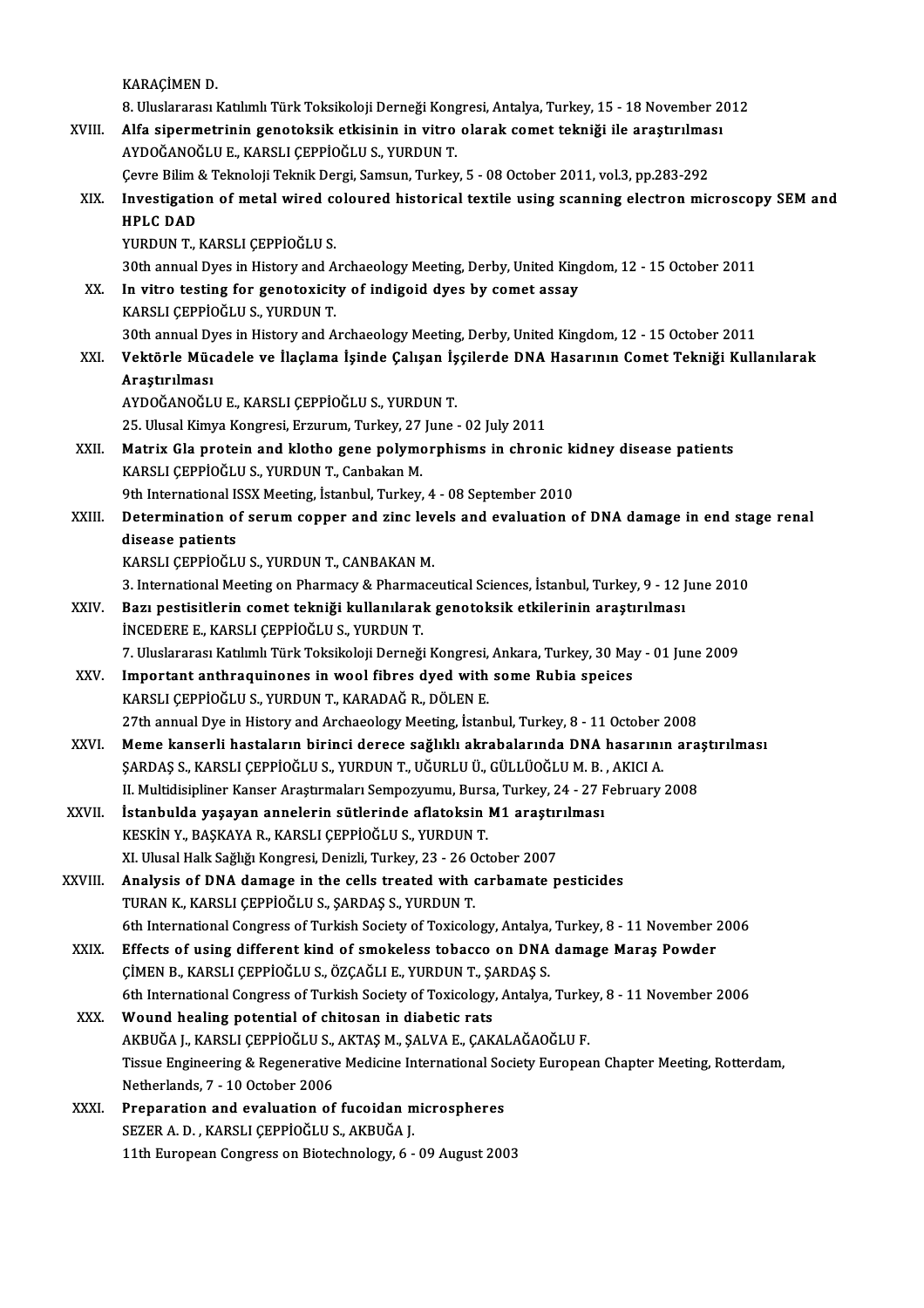KARAÇİMEN D.
8. Uluslararası Katılımlı Türk Toksikoloji Derneği Kongresi, Antalya, Turkey, 15 - 18 November 2012

XVIII. **Alfa sipermetrinin genotoksik etkisinin in vitro olarak comet tekniği ile araştırılması**
AYDOĞANOĞLU E., KARSLI ÇEPPİOĞLU S., YURDUN T.
Çevre Bilim & Teknoloji Teknik Dergi, Samsun, Turkey, 5 - 08 October 2011, vol.3, pp.283-292

XIX. **Investigation of metal wired coloured historical textile using scanning electron microscopy SEM and HPLC DAD**
YURDUN T., KARSLI ÇEPPİOĞLU S.
30th annual Dyes in History and Archaeology Meeting, Derby, United Kingdom, 12 - 15 October 2011

XX. **In vitro testing for genotoxicity of indigoid dyes by comet assay**
KARSLI ÇEPPİOĞLU S., YURDUN T.
30th annual Dyes in History and Archaeology Meeting, Derby, United Kingdom, 12 - 15 October 2011

XXI. **Vektörle Mücadele ve İlaçlama İşinde Çalışan İşçilerde DNA Hasarının Comet Tekniği Kullanılarak Araştırılması**
AYDOĞANOĞLU E., KARSLI ÇEPPİOĞLU S., YURDUN T.
25. Ulusal Kimya Kongresi, Erzurum, Turkey, 27 June - 02 July 2011

XXII. **Matrix Gla protein and klotho gene polymorphisms in chronic kidney disease patients**
KARSLI ÇEPPİOĞLU S., YURDUN T., Canbakan M.
9th International ISSX Meeting, İstanbul, Turkey, 4 - 08 September 2010

XXIII. **Determination of serum copper and zinc levels and evaluation of DNA damage in end stage renal disease patients**
KARSLI ÇEPPİOĞLU S., YURDUN T., CANBAKAN M.
3. International Meeting on Pharmacy & Pharmaceutical Sciences, İstanbul, Turkey, 9 - 12 June 2010

XXIV. **Bazı pestisitlerin comet tekniği kullanılarak genotoksik etkilerinin araştırılması**
İNCEDERE E., KARSLI ÇEPPİOĞLU S., YURDUN T.
7. Uluslararası Katılımlı Türk Toksikoloji Derneği Kongresi, Ankara, Turkey, 30 May - 01 June 2009

XXV. **Important anthraquinones in wool fibres dyed with some Rubia speices**
KARSLI ÇEPPİOĞLU S., YURDUN T., KARADAĞ R., DÖLEN E.
27th annual Dye in History and Archaeology Meeting, İstanbul, Turkey, 8 - 11 October 2008

XXVI. **Meme kanserli hastaların birinci derece sağlıklı akrabalarında DNA hasarının araştırılması**
ŞARDAŞ S., KARSLI ÇEPPİOĞLU S., YURDUN T., UĞURLU Ü., GÜLLÜOĞLU M. B. , AKICI A.
II. Multidisipliner Kanser Araştırmaları Sempozyumu, Bursa, Turkey, 24 - 27 February 2008

XXVII. **İstanbulda yaşayan annelerin sütlerinde aflatoksin M1 araştırılması**
KESKİN Y., BAŞKAYA R., KARSLI ÇEPPİOĞLU S., YURDUN T.
XI. Ulusal Halk Sağlığı Kongresi, Denizli, Turkey, 23 - 26 October 2007

XXVIII. **Analysis of DNA damage in the cells treated with carbamate pesticides**
TURAN K., KARSLI ÇEPPİOĞLU S., ŞARDAŞ S., YURDUN T.
6th International Congress of Turkish Society of Toxicology, Antalya, Turkey, 8 - 11 November 2006

XXIX. **Effects of using different kind of smokeless tobacco on DNA damage Maraş Powder**
ÇİMEN B., KARSLI ÇEPPİOĞLU S., ÖZÇAĞLI E., YURDUN T., ŞARDAŞ S.
6th International Congress of Turkish Society of Toxicology, Antalya, Turkey, 8 - 11 November 2006

XXX. **Wound healing potential of chitosan in diabetic rats**
AKBUĞA J., KARSLI ÇEPPİOĞLU S., AKTAŞ M., ŞALVA E., ÇAKALAĞAOĞLU F.
Tissue Engineering & Regenerative Medicine International Society European Chapter Meeting, Rotterdam, Netherlands, 7 - 10 October 2006

XXXI. **Preparation and evaluation of fucoidan microspheres**
SEZER A. D. , KARSLI ÇEPPİOĞLU S., AKBUĞA J.
11th European Congress on Biotechnology, 6 - 09 August 2003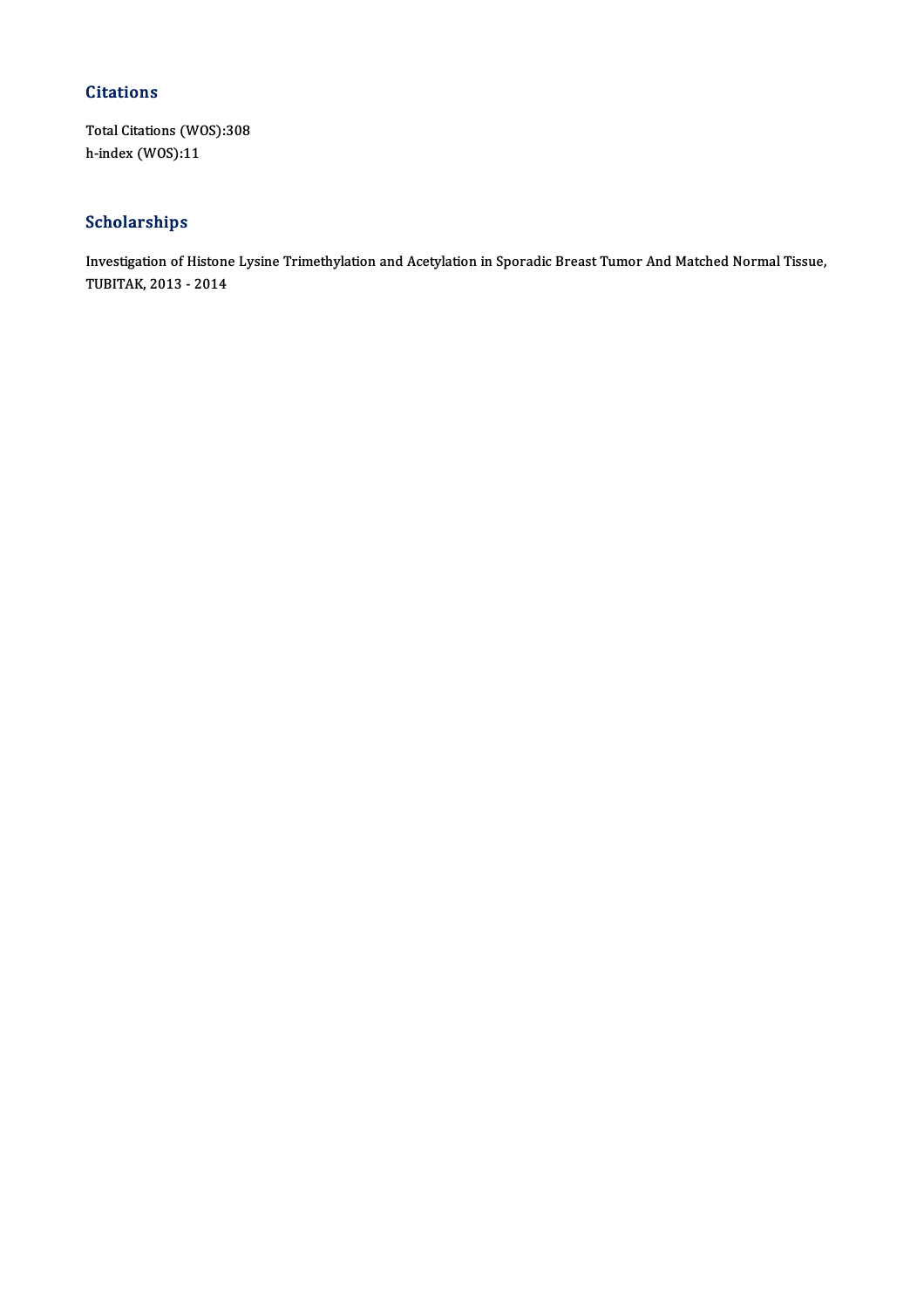## Citations

Total Citations (WOS):308
h-index (WOS):11

## Scholarships

Investigation of Histone Lysine Trimethylation and Acetylation in Sporadic Breast Tumor And Matched Normal Tissue, TUBITAK, 2013 - 2014